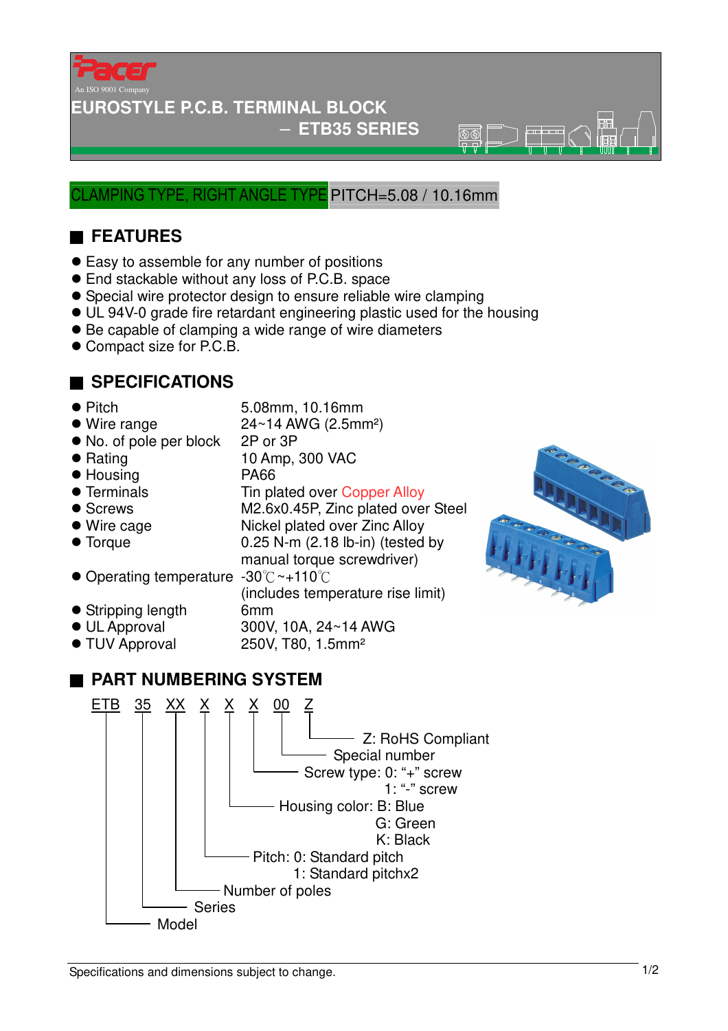Pacer

An ISO 9001 Company

# EUROSTYLE P.C.B. TERMINAL BLOCK

## – ETB35 SERIES

CLAMPING TYPE, RIGHT ANGLE TYPE PITCH=5.08 / 10.16mm

## FEATURES

- Easy to assemble for any number of positions
- End stackable without any loss of P.C.B. space
- Special wire protector design to ensure reliable wire clamping
- UL 94V-0 grade fire retardant engineering plastic used for the housing
- Be capable of clamping a wide range of wire diameters
- Compact size for P.C.B.

## SPECIFICATIONS

- Pitch: 5.08mm, 10.16mm
- Wire range: 24~14 AWG (2.5mm²)
- No. of pole per block: 2P or 3P
- Rating: 10 Amp, 300 VAC
- Housing: PA66
- Terminals: Tin plated over Copper Alloy
- Screws: M2.6x0.45P, Zinc plated over Steel
- Wire cage: Nickel plated over Zinc Alloy
- Torque: 0.25 N-m (2.18 lb-in) (tested by manual torque screwdriver)
- Operating temperature: -30℃~+110℃ (includes temperature rise limit)
- Stripping length: 6mm
- UL Approval: 300V, 10A, 24~14 AWG
- TUV Approval: 250V, T80, 1.5mm²

## PART NUMBERING SYSTEM

ETB 35 XX X X X 00 Z

- Z: RoHS Compliant
- 00: Special number
- X: Screw type: 0: "+" screw; 1: "-" screw
- X: Housing color: B: Blue; G: Green; K: Black
- X: Pitch: 0: Standard pitch; 1: Standard pitchx2
- XX: Number of poles
- 35: Series
- ETB: Model

Specifications and dimensions subject to change.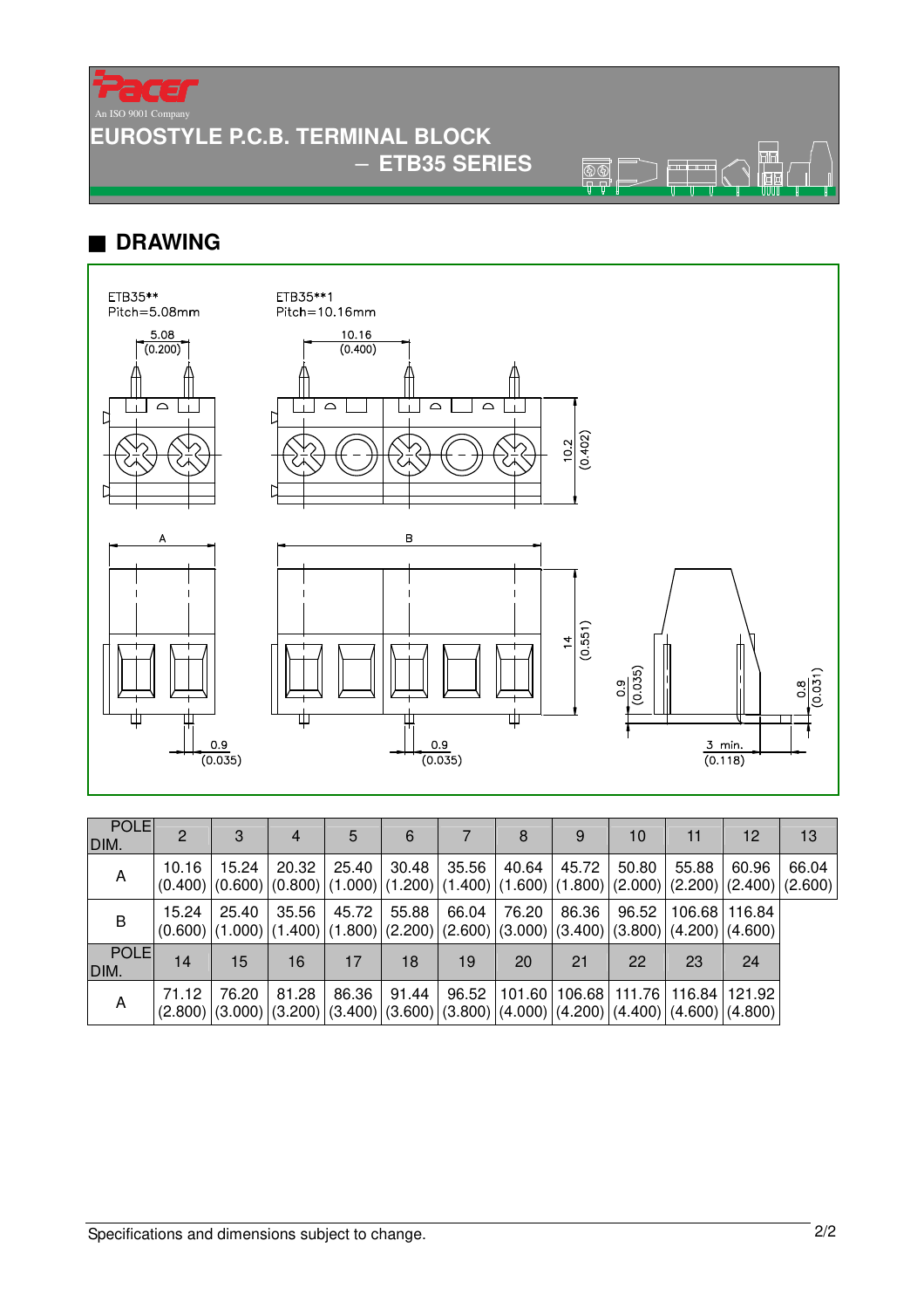# EUROSTYLE P.C.B. TERMINAL BLOCK

## – ETB35 SERIES

## ■ DRAWING

ETB35**
Pitch=5.08mm
5.08
(0.200)

ETB35**1
Pitch=10.16mm
10.16
(0.400)

10.2
(0.402)

A

B

14
(0.551)

0.9
(0.035)

0.9
(0.035)

0.9
(0.035)

0.8
(0.031)

3 min.
(0.118)

| POLE / DIM. | 2 | 3 | 4 | 5 | 6 | 7 | 8 | 9 | 10 | 11 | 12 | 13 |
|---|---|---|---|---|---|---|---|---|---|---|---|---|
| A | 10.16 (0.400) | 15.24 (0.600) | 20.32 (0.800) | 25.40 (1.000) | 30.48 (1.200) | 35.56 (1.400) | 40.64 (1.600) | 45.72 (1.800) | 50.80 (2.000) | 55.88 (2.200) | 60.96 (2.400) | 66.04 (2.600) |
| B | 15.24 (0.600) | 25.40 (1.000) | 35.56 (1.400) | 45.72 (1.800) | 55.88 (2.200) | 66.04 (2.600) | 76.20 (3.000) | 86.36 (3.400) | 96.52 (3.800) | 106.68 (4.200) | 116.84 (4.600) | |
| POLE / DIM. | 14 | 15 | 16 | 17 | 18 | 19 | 20 | 21 | 22 | 23 | 24 | |
| A | 71.12 (2.800) | 76.20 (3.000) | 81.28 (3.200) | 86.36 (3.400) | 91.44 (3.600) | 96.52 (3.800) | 101.60 (4.000) | 106.68 (4.200) | 111.76 (4.400) | 116.84 (4.600) | 121.92 (4.800) | |

Specifications and dimensions subject to change.